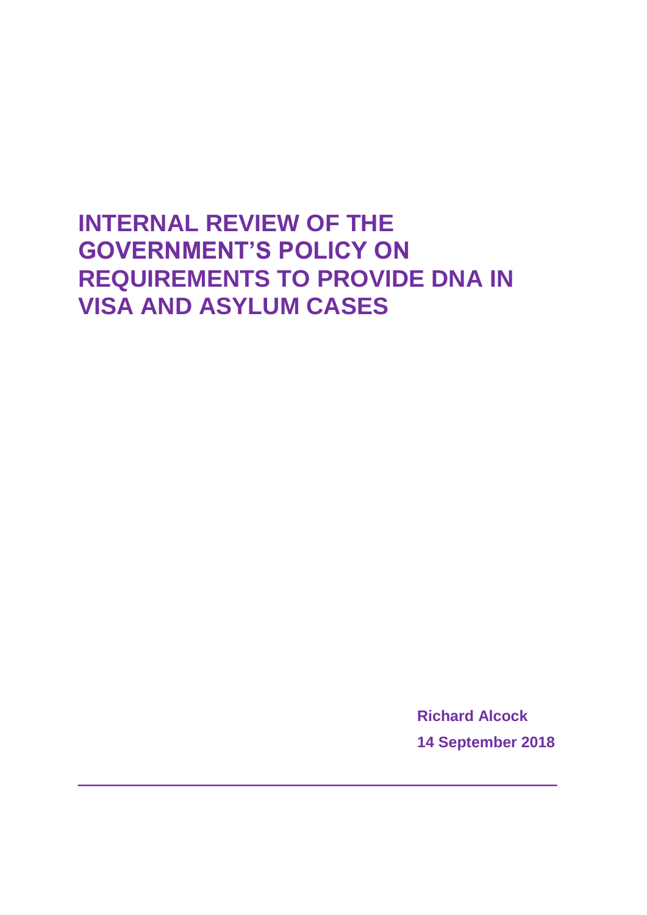# INTERNAL REVIEW OF THE GOVERNMENT'S POLICY ON REQUIREMENTS TO PROVIDE DNA IN VISA AND ASYLUM CASES

**Richard Alcock**

**14 September 2018**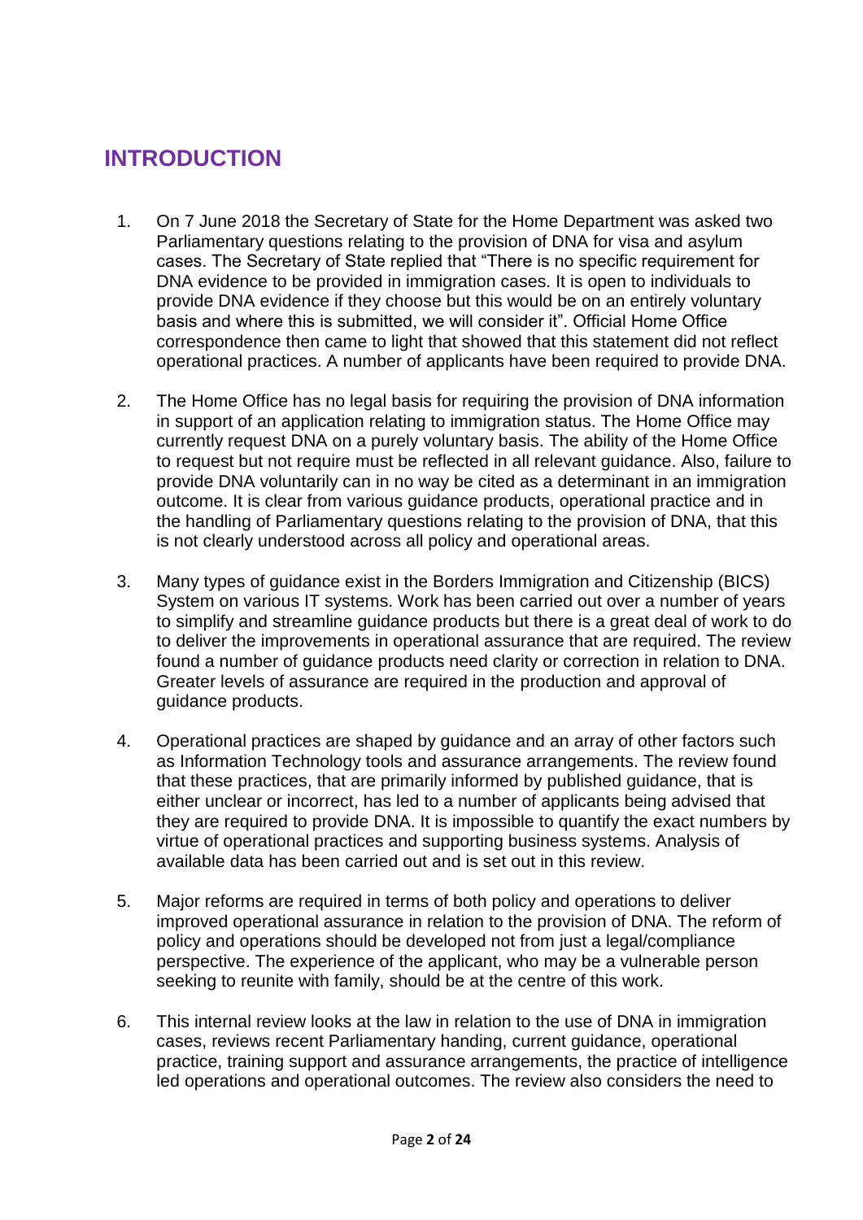# INTRODUCTION

1. On 7 June 2018 the Secretary of State for the Home Department was asked two Parliamentary questions relating to the provision of DNA for visa and asylum cases. The Secretary of State replied that "There is no specific requirement for DNA evidence to be provided in immigration cases. It is open to individuals to provide DNA evidence if they choose but this would be on an entirely voluntary basis and where this is submitted, we will consider it". Official Home Office correspondence then came to light that showed that this statement did not reflect operational practices. A number of applicants have been required to provide DNA.

2. The Home Office has no legal basis for requiring the provision of DNA information in support of an application relating to immigration status. The Home Office may currently request DNA on a purely voluntary basis. The ability of the Home Office to request but not require must be reflected in all relevant guidance. Also, failure to provide DNA voluntarily can in no way be cited as a determinant in an immigration outcome. It is clear from various guidance products, operational practice and in the handling of Parliamentary questions relating to the provision of DNA, that this is not clearly understood across all policy and operational areas.

3. Many types of guidance exist in the Borders Immigration and Citizenship (BICS) System on various IT systems. Work has been carried out over a number of years to simplify and streamline guidance products but there is a great deal of work to do to deliver the improvements in operational assurance that are required. The review found a number of guidance products need clarity or correction in relation to DNA. Greater levels of assurance are required in the production and approval of guidance products.

4. Operational practices are shaped by guidance and an array of other factors such as Information Technology tools and assurance arrangements. The review found that these practices, that are primarily informed by published guidance, that is either unclear or incorrect, has led to a number of applicants being advised that they are required to provide DNA. It is impossible to quantify the exact numbers by virtue of operational practices and supporting business systems. Analysis of available data has been carried out and is set out in this review.

5. Major reforms are required in terms of both policy and operations to deliver improved operational assurance in relation to the provision of DNA. The reform of policy and operations should be developed not from just a legal/compliance perspective. The experience of the applicant, who may be a vulnerable person seeking to reunite with family, should be at the centre of this work.

6. This internal review looks at the law in relation to the use of DNA in immigration cases, reviews recent Parliamentary handing, current guidance, operational practice, training support and assurance arrangements, the practice of intelligence led operations and operational outcomes. The review also considers the need to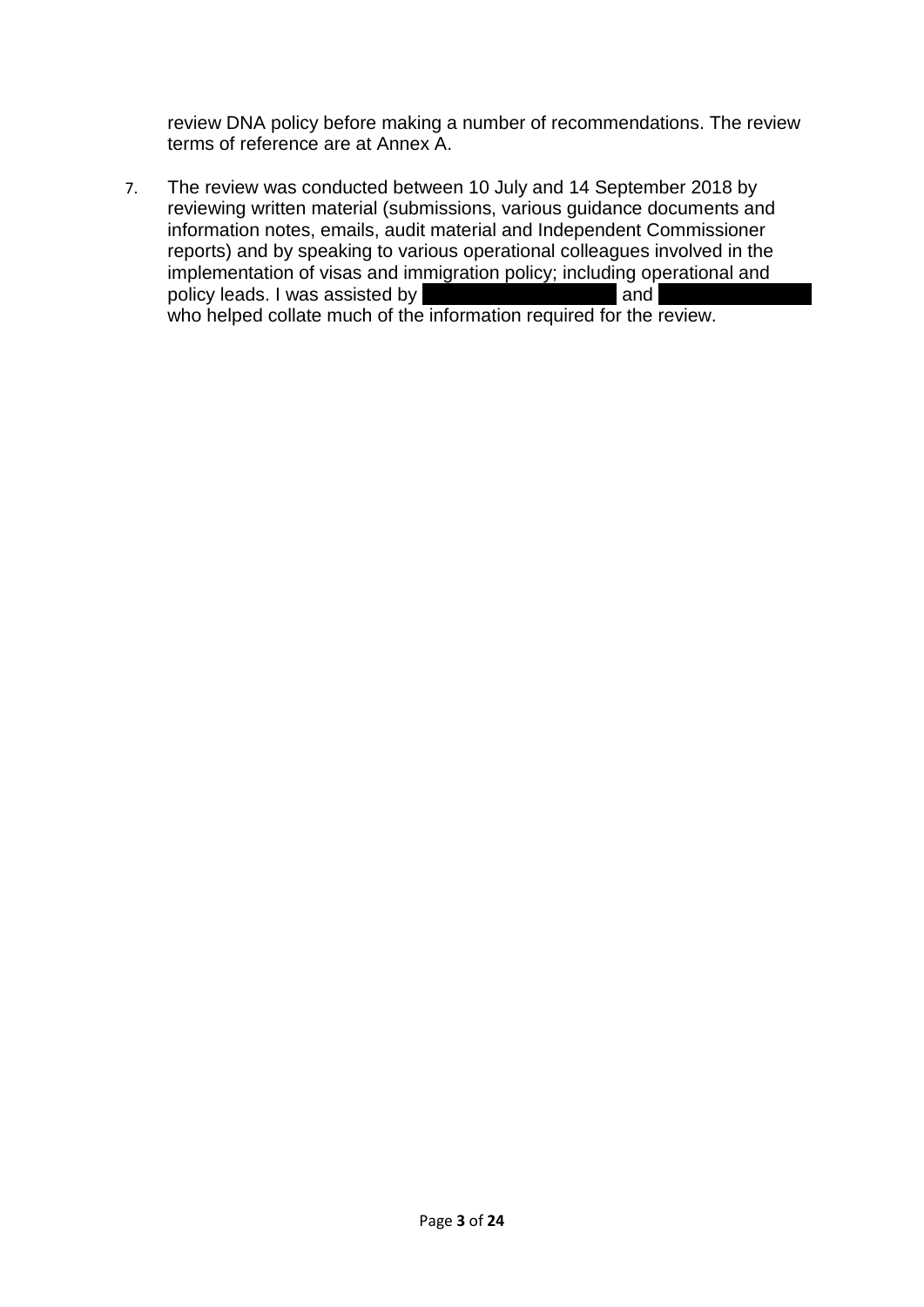review DNA policy before making a number of recommendations. The review terms of reference are at Annex A.

7. The review was conducted between 10 July and 14 September 2018 by reviewing written material (submissions, various guidance documents and information notes, emails, audit material and Independent Commissioner reports) and by speaking to various operational colleagues involved in the implementation of visas and immigration policy; including operational and policy leads. I was assisted by [REDACTED] and [REDACTED] who helped collate much of the information required for the review.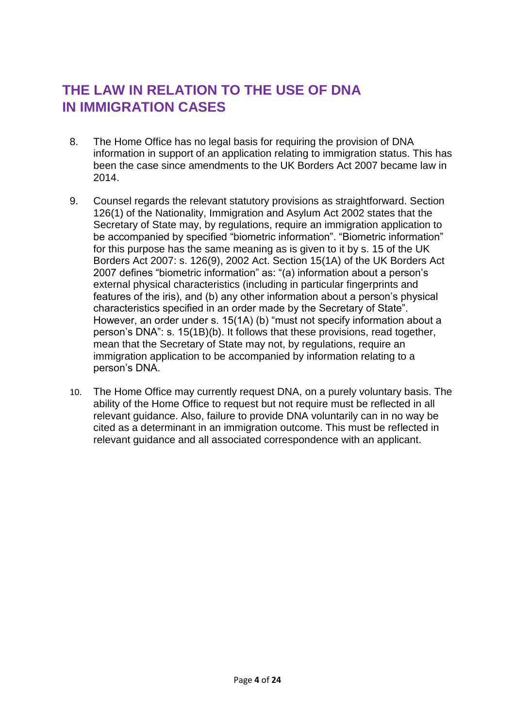## THE LAW IN RELATION TO THE USE OF DNA IN IMMIGRATION CASES

8. The Home Office has no legal basis for requiring the provision of DNA information in support of an application relating to immigration status. This has been the case since amendments to the UK Borders Act 2007 became law in 2014.

9. Counsel regards the relevant statutory provisions as straightforward. Section 126(1) of the Nationality, Immigration and Asylum Act 2002 states that the Secretary of State may, by regulations, require an immigration application to be accompanied by specified "biometric information". "Biometric information" for this purpose has the same meaning as is given to it by s. 15 of the UK Borders Act 2007: s. 126(9), 2002 Act. Section 15(1A) of the UK Borders Act 2007 defines "biometric information" as: "(a) information about a person's external physical characteristics (including in particular fingerprints and features of the iris), and (b) any other information about a person's physical characteristics specified in an order made by the Secretary of State". However, an order under s. 15(1A) (b) "must not specify information about a person's DNA": s. 15(1B)(b). It follows that these provisions, read together, mean that the Secretary of State may not, by regulations, require an immigration application to be accompanied by information relating to a person's DNA.

10. The Home Office may currently request DNA, on a purely voluntary basis. The ability of the Home Office to request but not require must be reflected in all relevant guidance. Also, failure to provide DNA voluntarily can in no way be cited as a determinant in an immigration outcome. This must be reflected in relevant guidance and all associated correspondence with an applicant.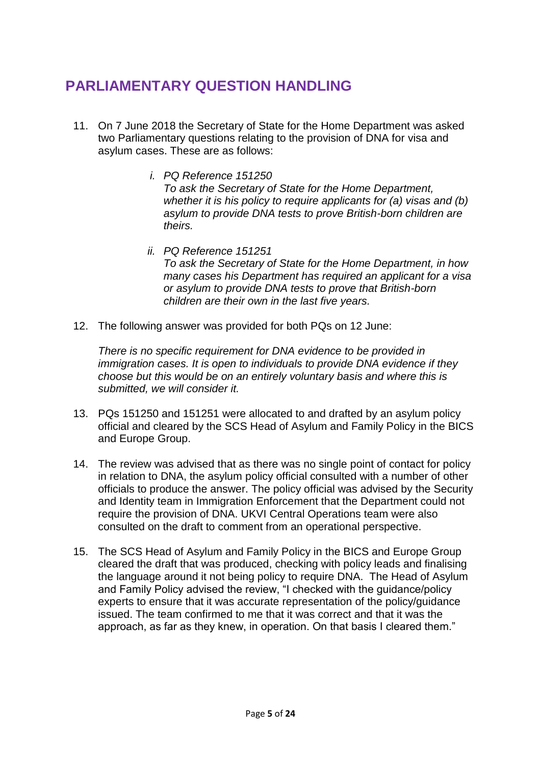## PARLIAMENTARY QUESTION HANDLING

11. On 7 June 2018 the Secretary of State for the Home Department was asked two Parliamentary questions relating to the provision of DNA for visa and asylum cases. These are as follows:

    i. *PQ Reference 151250*
    *To ask the Secretary of State for the Home Department, whether it is his policy to require applicants for (a) visas and (b) asylum to provide DNA tests to prove British-born children are theirs.*

    ii. *PQ Reference 151251*
    *To ask the Secretary of State for the Home Department, in how many cases his Department has required an applicant for a visa or asylum to provide DNA tests to prove that British-born children are their own in the last five years.*

12. The following answer was provided for both PQs on 12 June:

    *There is no specific requirement for DNA evidence to be provided in immigration cases. It is open to individuals to provide DNA evidence if they choose but this would be on an entirely voluntary basis and where this is submitted, we will consider it.*

13. PQs 151250 and 151251 were allocated to and drafted by an asylum policy official and cleared by the SCS Head of Asylum and Family Policy in the BICS and Europe Group.

14. The review was advised that as there was no single point of contact for policy in relation to DNA, the asylum policy official consulted with a number of other officials to produce the answer. The policy official was advised by the Security and Identity team in Immigration Enforcement that the Department could not require the provision of DNA. UKVI Central Operations team were also consulted on the draft to comment from an operational perspective.

15. The SCS Head of Asylum and Family Policy in the BICS and Europe Group cleared the draft that was produced, checking with policy leads and finalising the language around it not being policy to require DNA. The Head of Asylum and Family Policy advised the review, "I checked with the guidance/policy experts to ensure that it was accurate representation of the policy/guidance issued. The team confirmed to me that it was correct and that it was the approach, as far as they knew, in operation. On that basis I cleared them."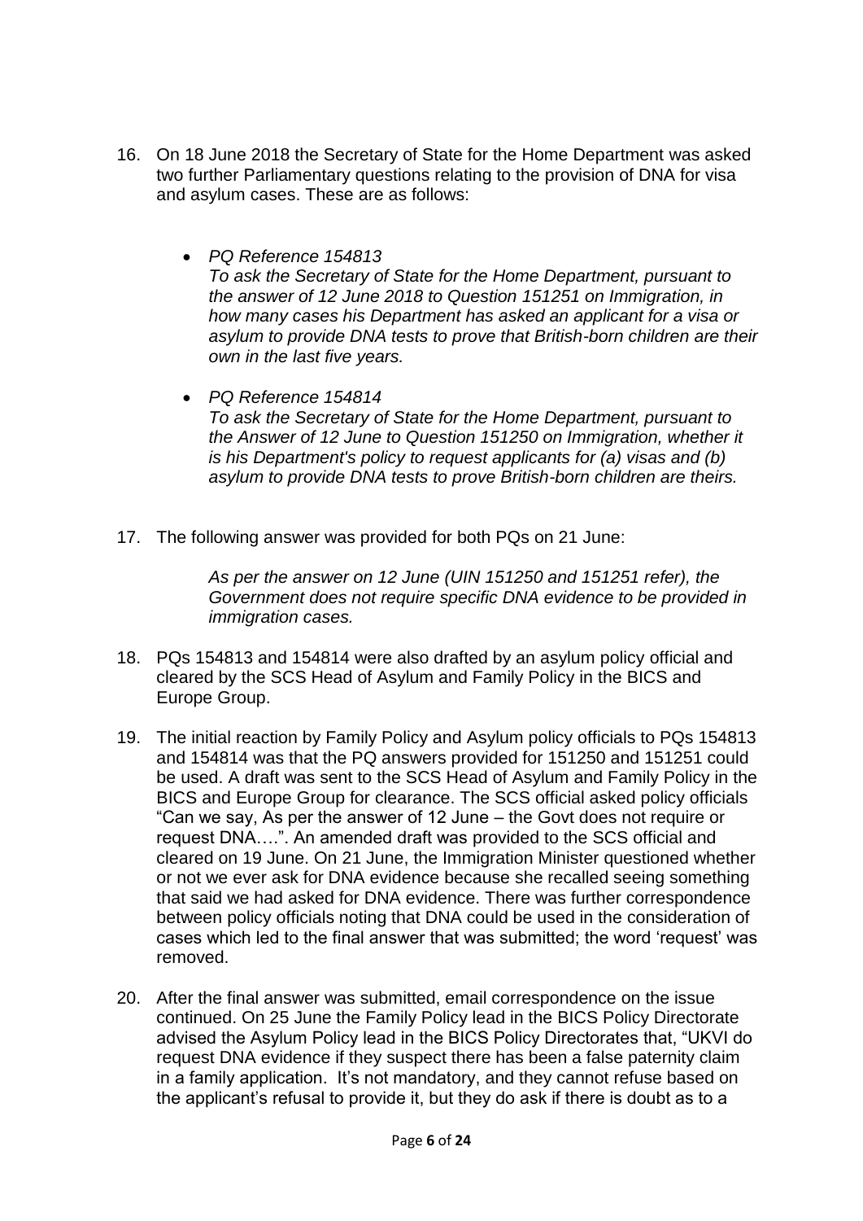16. On 18 June 2018 the Secretary of State for the Home Department was asked two further Parliamentary questions relating to the provision of DNA for visa and asylum cases. These are as follows:

    - *PQ Reference 154813*
      *To ask the Secretary of State for the Home Department, pursuant to the answer of 12 June 2018 to Question 151251 on Immigration, in how many cases his Department has asked an applicant for a visa or asylum to provide DNA tests to prove that British-born children are their own in the last five years.*

    - *PQ Reference 154814*
      *To ask the Secretary of State for the Home Department, pursuant to the Answer of 12 June to Question 151250 on Immigration, whether it is his Department's policy to request applicants for (a) visas and (b) asylum to provide DNA tests to prove British-born children are theirs.*

17. The following answer was provided for both PQs on 21 June:

    > *As per the answer on 12 June (UIN 151250 and 151251 refer), the Government does not require specific DNA evidence to be provided in immigration cases.*

18. PQs 154813 and 154814 were also drafted by an asylum policy official and cleared by the SCS Head of Asylum and Family Policy in the BICS and Europe Group.

19. The initial reaction by Family Policy and Asylum policy officials to PQs 154813 and 154814 was that the PQ answers provided for 151250 and 151251 could be used. A draft was sent to the SCS Head of Asylum and Family Policy in the BICS and Europe Group for clearance. The SCS official asked policy officials "Can we say, As per the answer of 12 June – the Govt does not require or request DNA….". An amended draft was provided to the SCS official and cleared on 19 June. On 21 June, the Immigration Minister questioned whether or not we ever ask for DNA evidence because she recalled seeing something that said we had asked for DNA evidence. There was further correspondence between policy officials noting that DNA could be used in the consideration of cases which led to the final answer that was submitted; the word 'request' was removed.

20. After the final answer was submitted, email correspondence on the issue continued. On 25 June the Family Policy lead in the BICS Policy Directorate advised the Asylum Policy lead in the BICS Policy Directorates that, "UKVI do request DNA evidence if they suspect there has been a false paternity claim in a family application. It's not mandatory, and they cannot refuse based on the applicant's refusal to provide it, but they do ask if there is doubt as to a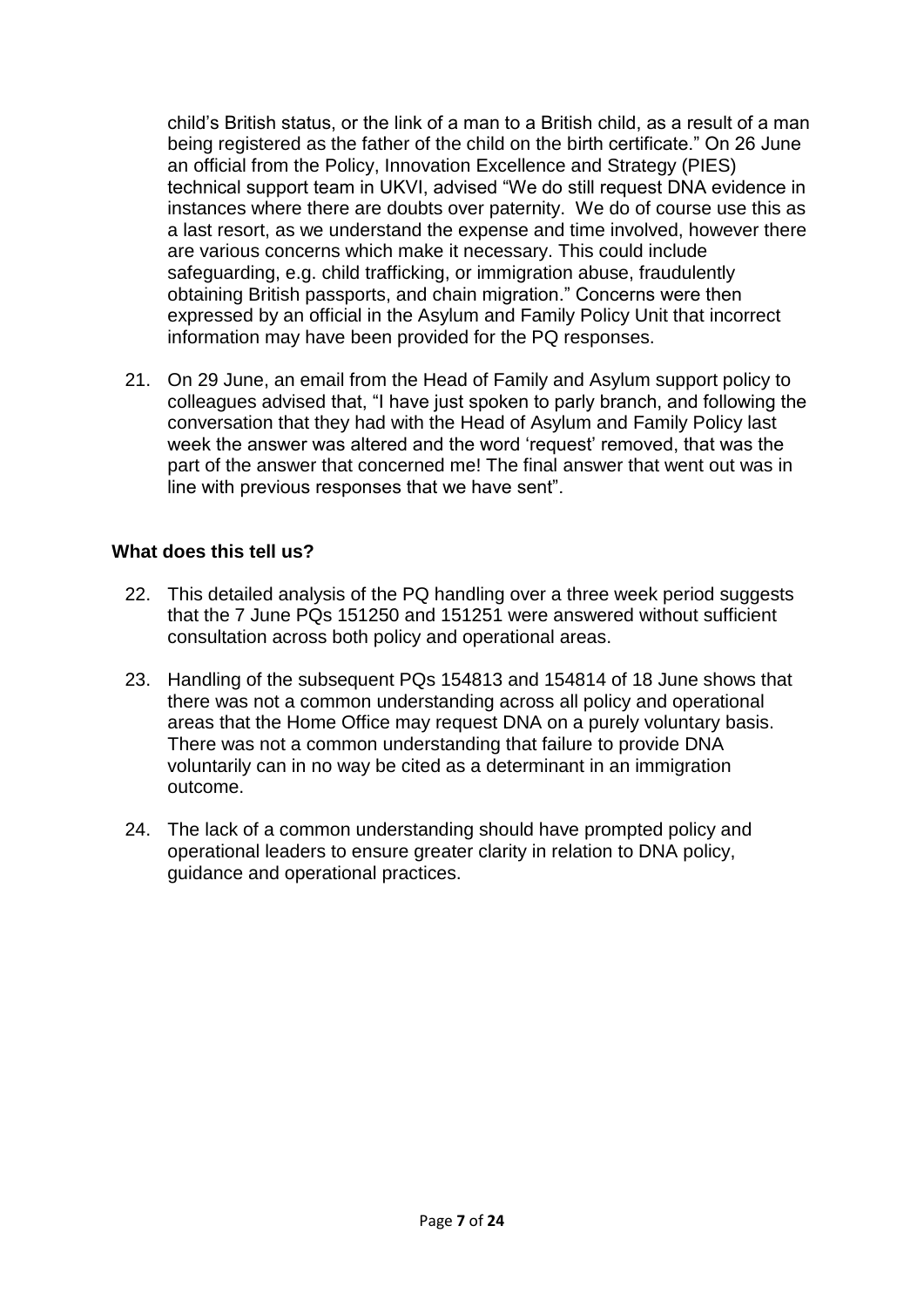child's British status, or the link of a man to a British child, as a result of a man being registered as the father of the child on the birth certificate." On 26 June an official from the Policy, Innovation Excellence and Strategy (PIES) technical support team in UKVI, advised "We do still request DNA evidence in instances where there are doubts over paternity. We do of course use this as a last resort, as we understand the expense and time involved, however there are various concerns which make it necessary. This could include safeguarding, e.g. child trafficking, or immigration abuse, fraudulently obtaining British passports, and chain migration." Concerns were then expressed by an official in the Asylum and Family Policy Unit that incorrect information may have been provided for the PQ responses.

21. On 29 June, an email from the Head of Family and Asylum support policy to colleagues advised that, "I have just spoken to parly branch, and following the conversation that they had with the Head of Asylum and Family Policy last week the answer was altered and the word 'request' removed, that was the part of the answer that concerned me! The final answer that went out was in line with previous responses that we have sent".

**What does this tell us?**

22. This detailed analysis of the PQ handling over a three week period suggests that the 7 June PQs 151250 and 151251 were answered without sufficient consultation across both policy and operational areas.

23. Handling of the subsequent PQs 154813 and 154814 of 18 June shows that there was not a common understanding across all policy and operational areas that the Home Office may request DNA on a purely voluntary basis. There was not a common understanding that failure to provide DNA voluntarily can in no way be cited as a determinant in an immigration outcome.

24. The lack of a common understanding should have prompted policy and operational leaders to ensure greater clarity in relation to DNA policy, guidance and operational practices.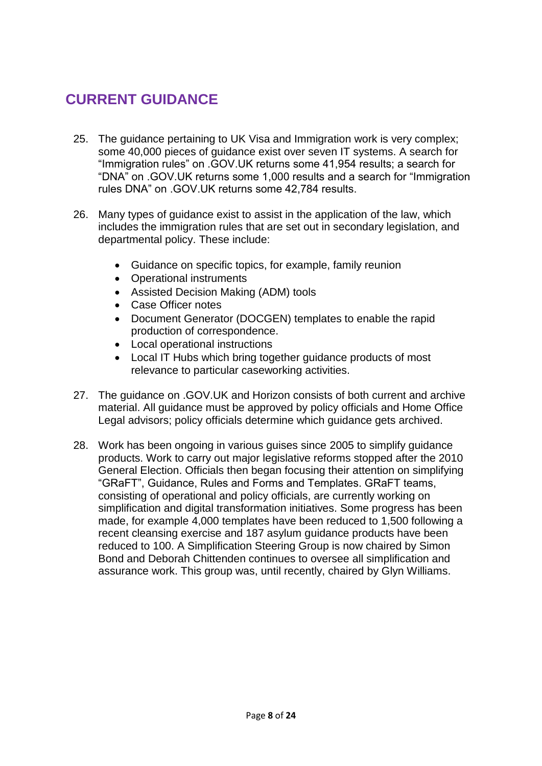## CURRENT GUIDANCE

25. The guidance pertaining to UK Visa and Immigration work is very complex; some 40,000 pieces of guidance exist over seven IT systems. A search for "Immigration rules" on .GOV.UK returns some 41,954 results; a search for "DNA" on .GOV.UK returns some 1,000 results and a search for "Immigration rules DNA" on .GOV.UK returns some 42,784 results.

26. Many types of guidance exist to assist in the application of the law, which includes the immigration rules that are set out in secondary legislation, and departmental policy. These include:

    - Guidance on specific topics, for example, family reunion
    - Operational instruments
    - Assisted Decision Making (ADM) tools
    - Case Officer notes
    - Document Generator (DOCGEN) templates to enable the rapid production of correspondence.
    - Local operational instructions
    - Local IT Hubs which bring together guidance products of most relevance to particular caseworking activities.

27. The guidance on .GOV.UK and Horizon consists of both current and archive material. All guidance must be approved by policy officials and Home Office Legal advisors; policy officials determine which guidance gets archived.

28. Work has been ongoing in various guises since 2005 to simplify guidance products. Work to carry out major legislative reforms stopped after the 2010 General Election. Officials then began focusing their attention on simplifying "GRaFT", Guidance, Rules and Forms and Templates. GRaFT teams, consisting of operational and policy officials, are currently working on simplification and digital transformation initiatives. Some progress has been made, for example 4,000 templates have been reduced to 1,500 following a recent cleansing exercise and 187 asylum guidance products have been reduced to 100. A Simplification Steering Group is now chaired by Simon Bond and Deborah Chittenden continues to oversee all simplification and assurance work. This group was, until recently, chaired by Glyn Williams.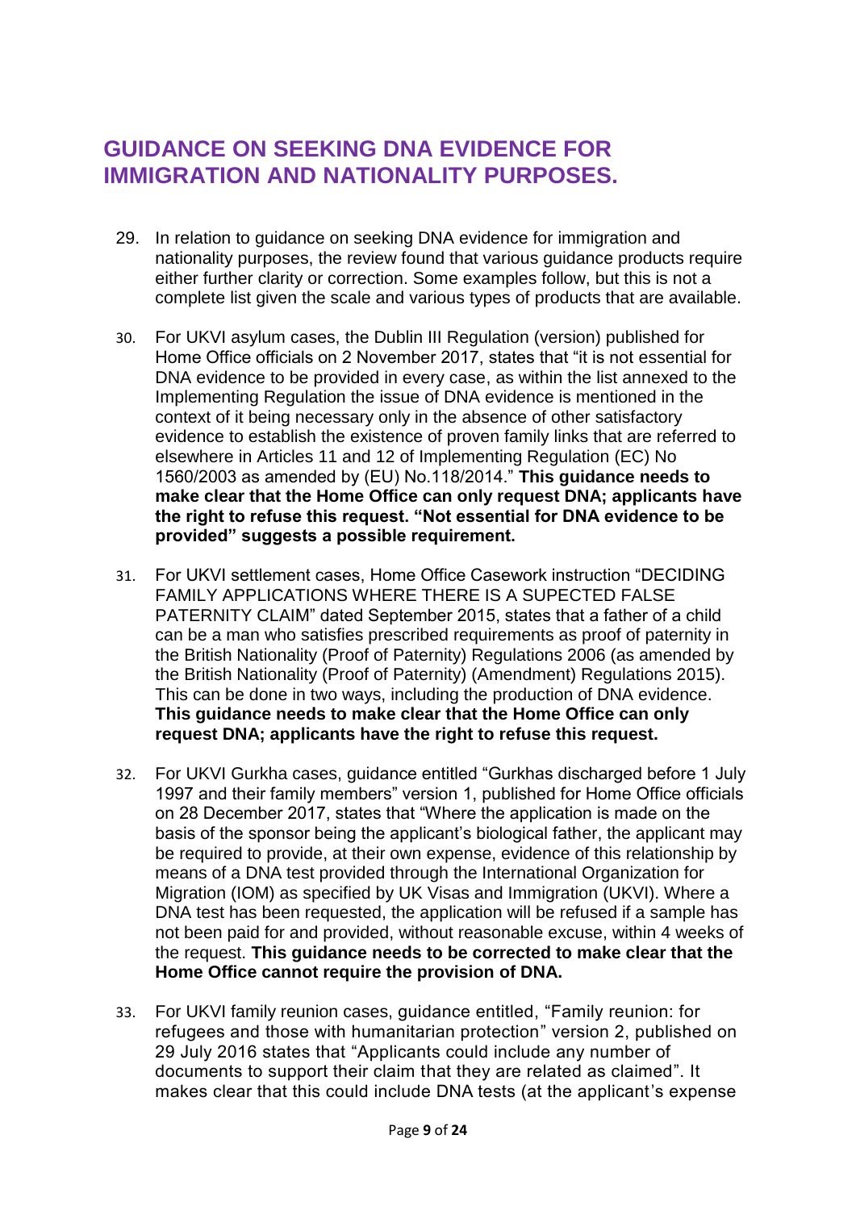## GUIDANCE ON SEEKING DNA EVIDENCE FOR IMMIGRATION AND NATIONALITY PURPOSES.

29. In relation to guidance on seeking DNA evidence for immigration and nationality purposes, the review found that various guidance products require either further clarity or correction. Some examples follow, but this is not a complete list given the scale and various types of products that are available.

30. For UKVI asylum cases, the Dublin III Regulation (version) published for Home Office officials on 2 November 2017, states that "it is not essential for DNA evidence to be provided in every case, as within the list annexed to the Implementing Regulation the issue of DNA evidence is mentioned in the context of it being necessary only in the absence of other satisfactory evidence to establish the existence of proven family links that are referred to elsewhere in Articles 11 and 12 of Implementing Regulation (EC) No 1560/2003 as amended by (EU) No.118/2014." **This guidance needs to make clear that the Home Office can only request DNA; applicants have the right to refuse this request. "Not essential for DNA evidence to be provided" suggests a possible requirement.**

31. For UKVI settlement cases, Home Office Casework instruction "DECIDING FAMILY APPLICATIONS WHERE THERE IS A SUPECTED FALSE PATERNITY CLAIM" dated September 2015, states that a father of a child can be a man who satisfies prescribed requirements as proof of paternity in the British Nationality (Proof of Paternity) Regulations 2006 (as amended by the British Nationality (Proof of Paternity) (Amendment) Regulations 2015). This can be done in two ways, including the production of DNA evidence. **This guidance needs to make clear that the Home Office can only request DNA; applicants have the right to refuse this request.**

32. For UKVI Gurkha cases, guidance entitled "Gurkhas discharged before 1 July 1997 and their family members" version 1, published for Home Office officials on 28 December 2017, states that "Where the application is made on the basis of the sponsor being the applicant's biological father, the applicant may be required to provide, at their own expense, evidence of this relationship by means of a DNA test provided through the International Organization for Migration (IOM) as specified by UK Visas and Immigration (UKVI). Where a DNA test has been requested, the application will be refused if a sample has not been paid for and provided, without reasonable excuse, within 4 weeks of the request. **This guidance needs to be corrected to make clear that the Home Office cannot require the provision of DNA.**

33. For UKVI family reunion cases, guidance entitled, "Family reunion: for refugees and those with humanitarian protection" version 2, published on 29 July 2016 states that "Applicants could include any number of documents to support their claim that they are related as claimed". It makes clear that this could include DNA tests (at the applicant's expense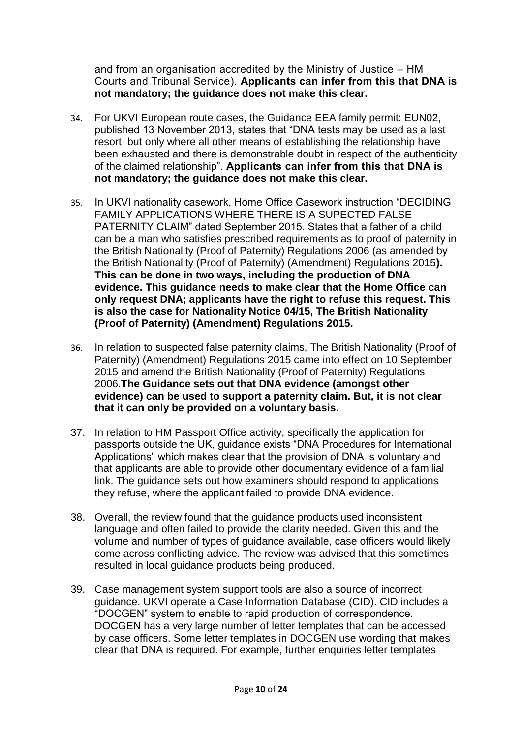and from an organisation accredited by the Ministry of Justice – HM Courts and Tribunal Service). **Applicants can infer from this that DNA is not mandatory; the guidance does not make this clear.**

34. For UKVI European route cases, the Guidance EEA family permit: EUN02, published 13 November 2013, states that "DNA tests may be used as a last resort, but only where all other means of establishing the relationship have been exhausted and there is demonstrable doubt in respect of the authenticity of the claimed relationship". **Applicants can infer from this that DNA is not mandatory; the guidance does not make this clear.**

35. In UKVI nationality casework, Home Office Casework instruction "DECIDING FAMILY APPLICATIONS WHERE THERE IS A SUPECTED FALSE PATERNITY CLAIM" dated September 2015. States that a father of a child can be a man who satisfies prescribed requirements as to proof of paternity in the British Nationality (Proof of Paternity) Regulations 2006 (as amended by the British Nationality (Proof of Paternity) (Amendment) Regulations 2015**). This can be done in two ways, including the production of DNA evidence. This guidance needs to make clear that the Home Office can only request DNA; applicants have the right to refuse this request. This is also the case for Nationality Notice 04/15, The British Nationality (Proof of Paternity) (Amendment) Regulations 2015.**

36. In relation to suspected false paternity claims, The British Nationality (Proof of Paternity) (Amendment) Regulations 2015 came into effect on 10 September 2015 and amend the British Nationality (Proof of Paternity) Regulations 2006.**The Guidance sets out that DNA evidence (amongst other evidence) can be used to support a paternity claim. But, it is not clear that it can only be provided on a voluntary basis.**

37. In relation to HM Passport Office activity, specifically the application for passports outside the UK, guidance exists "DNA Procedures for International Applications" which makes clear that the provision of DNA is voluntary and that applicants are able to provide other documentary evidence of a familial link. The guidance sets out how examiners should respond to applications they refuse, where the applicant failed to provide DNA evidence.

38. Overall, the review found that the guidance products used inconsistent language and often failed to provide the clarity needed. Given this and the volume and number of types of guidance available, case officers would likely come across conflicting advice. The review was advised that this sometimes resulted in local guidance products being produced.

39. Case management system support tools are also a source of incorrect guidance. UKVI operate a Case Information Database (CID). CID includes a "DOCGEN" system to enable to rapid production of correspondence. DOCGEN has a very large number of letter templates that can be accessed by case officers. Some letter templates in DOCGEN use wording that makes clear that DNA is required. For example, further enquiries letter templates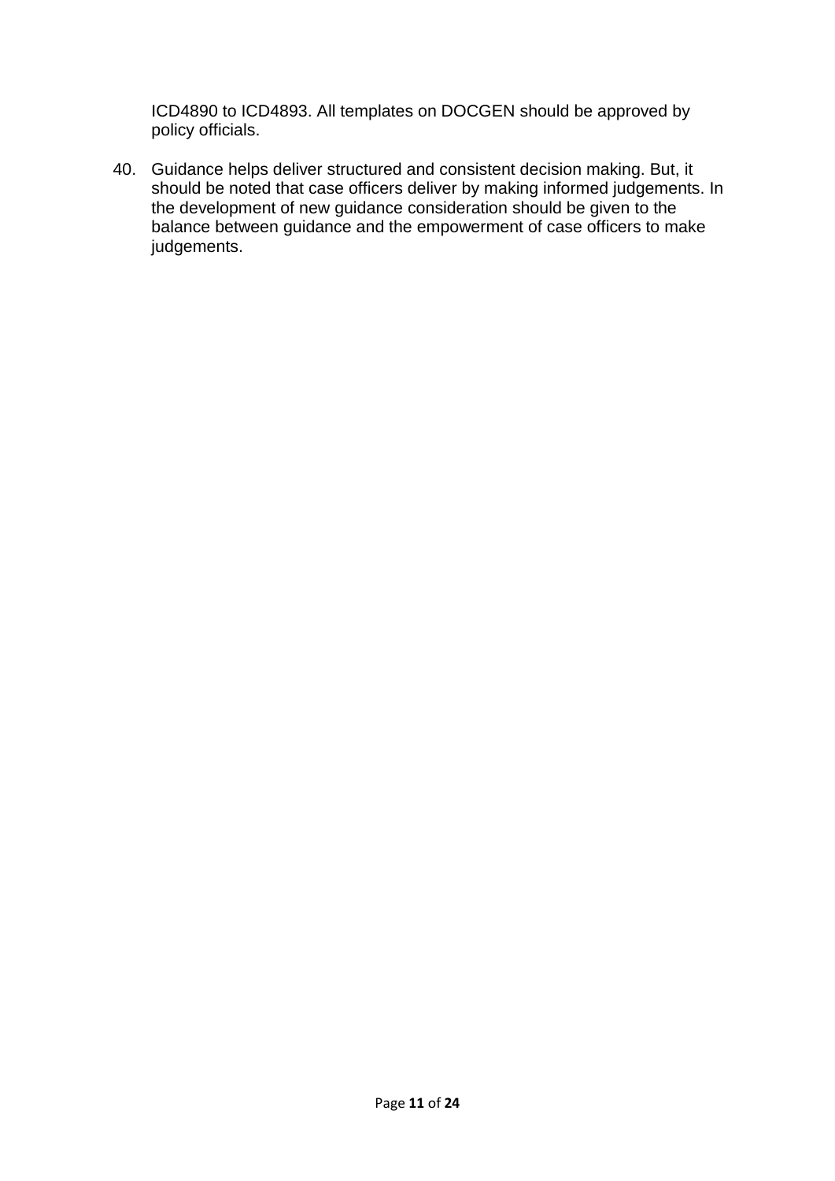ICD4890 to ICD4893. All templates on DOCGEN should be approved by policy officials.

40. Guidance helps deliver structured and consistent decision making. But, it should be noted that case officers deliver by making informed judgements. In the development of new guidance consideration should be given to the balance between guidance and the empowerment of case officers to make judgements.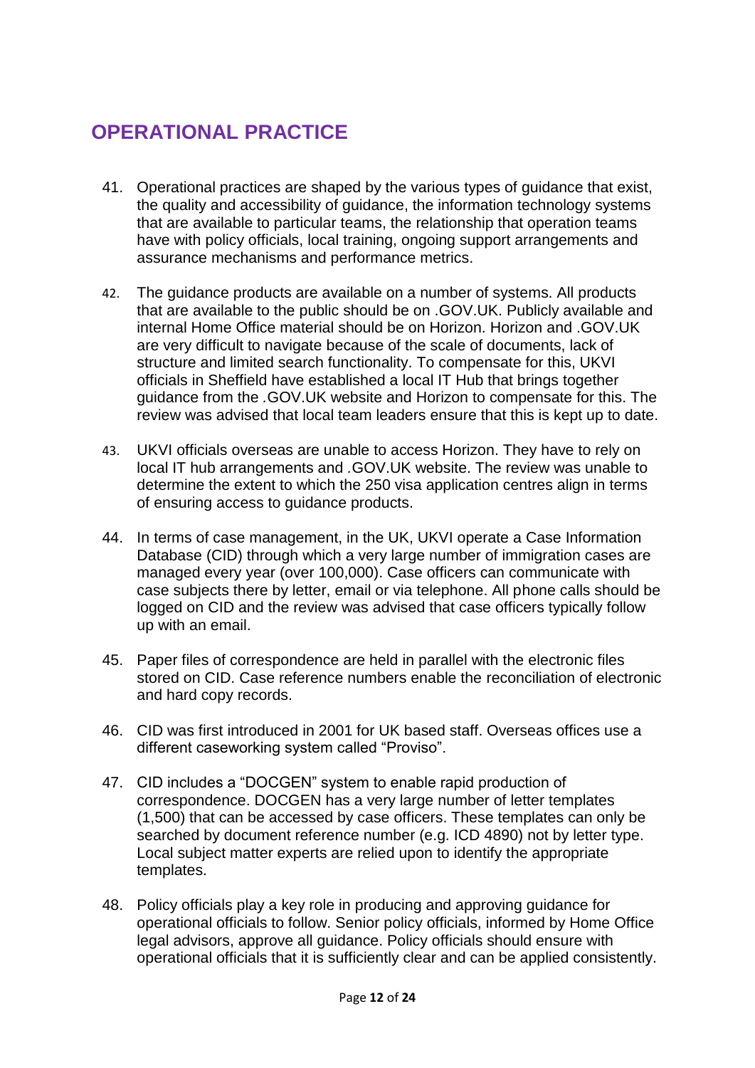## OPERATIONAL PRACTICE

41. Operational practices are shaped by the various types of guidance that exist, the quality and accessibility of guidance, the information technology systems that are available to particular teams, the relationship that operation teams have with policy officials, local training, ongoing support arrangements and assurance mechanisms and performance metrics.

42. The guidance products are available on a number of systems. All products that are available to the public should be on .GOV.UK. Publicly available and internal Home Office material should be on Horizon. Horizon and .GOV.UK are very difficult to navigate because of the scale of documents, lack of structure and limited search functionality. To compensate for this, UKVI officials in Sheffield have established a local IT Hub that brings together guidance from the .GOV.UK website and Horizon to compensate for this. The review was advised that local team leaders ensure that this is kept up to date.

43. UKVI officials overseas are unable to access Horizon. They have to rely on local IT hub arrangements and .GOV.UK website. The review was unable to determine the extent to which the 250 visa application centres align in terms of ensuring access to guidance products.

44. In terms of case management, in the UK, UKVI operate a Case Information Database (CID) through which a very large number of immigration cases are managed every year (over 100,000). Case officers can communicate with case subjects there by letter, email or via telephone. All phone calls should be logged on CID and the review was advised that case officers typically follow up with an email.

45. Paper files of correspondence are held in parallel with the electronic files stored on CID. Case reference numbers enable the reconciliation of electronic and hard copy records.

46. CID was first introduced in 2001 for UK based staff. Overseas offices use a different caseworking system called "Proviso".

47. CID includes a "DOCGEN" system to enable rapid production of correspondence. DOCGEN has a very large number of letter templates (1,500) that can be accessed by case officers. These templates can only be searched by document reference number (e.g. ICD 4890) not by letter type. Local subject matter experts are relied upon to identify the appropriate templates.

48. Policy officials play a key role in producing and approving guidance for operational officials to follow. Senior policy officials, informed by Home Office legal advisors, approve all guidance. Policy officials should ensure with operational officials that it is sufficiently clear and can be applied consistently.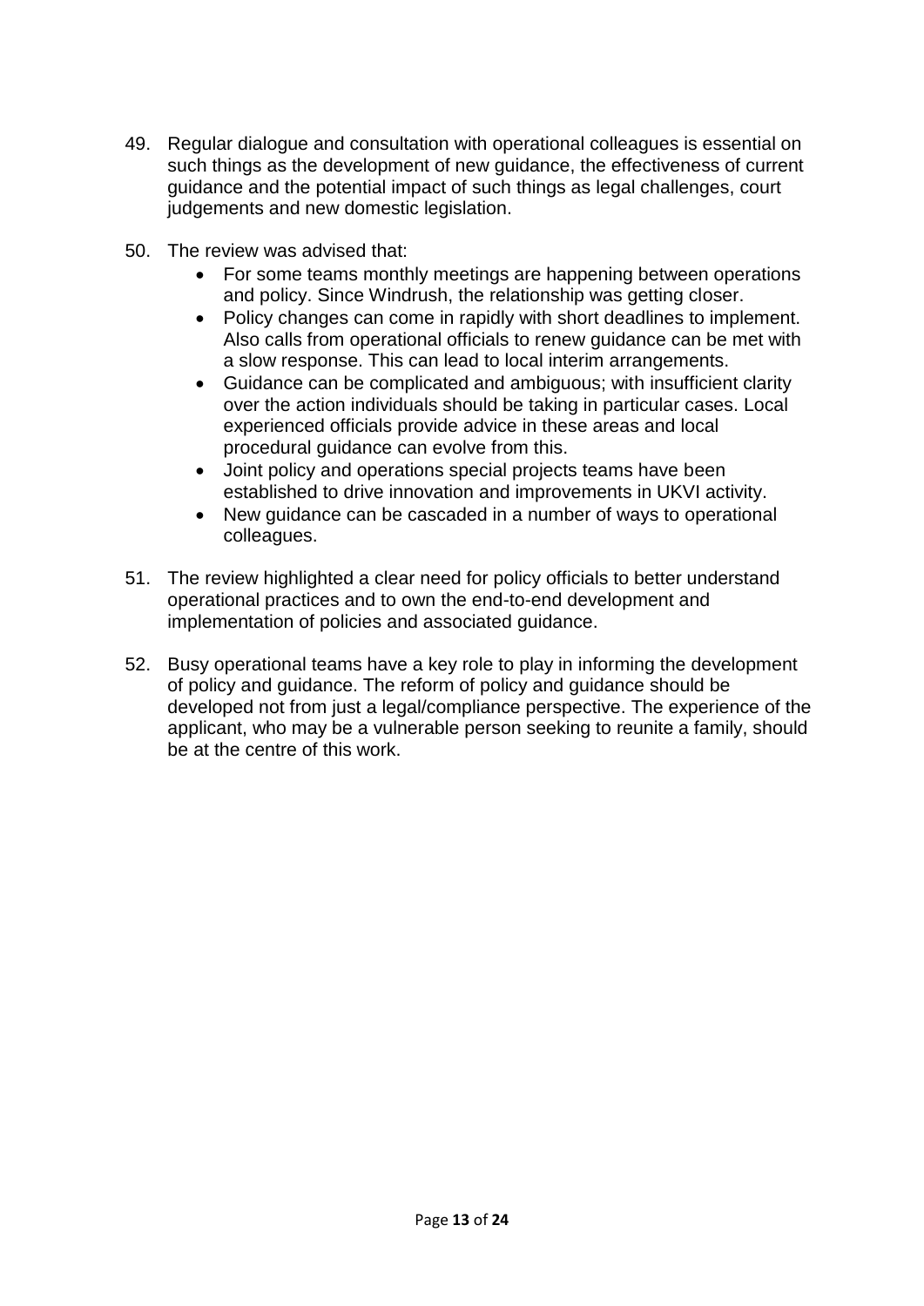49. Regular dialogue and consultation with operational colleagues is essential on such things as the development of new guidance, the effectiveness of current guidance and the potential impact of such things as legal challenges, court judgements and new domestic legislation.

50. The review was advised that:
    - For some teams monthly meetings are happening between operations and policy. Since Windrush, the relationship was getting closer.
    - Policy changes can come in rapidly with short deadlines to implement. Also calls from operational officials to renew guidance can be met with a slow response. This can lead to local interim arrangements.
    - Guidance can be complicated and ambiguous; with insufficient clarity over the action individuals should be taking in particular cases. Local experienced officials provide advice in these areas and local procedural guidance can evolve from this.
    - Joint policy and operations special projects teams have been established to drive innovation and improvements in UKVI activity.
    - New guidance can be cascaded in a number of ways to operational colleagues.

51. The review highlighted a clear need for policy officials to better understand operational practices and to own the end-to-end development and implementation of policies and associated guidance.

52. Busy operational teams have a key role to play in informing the development of policy and guidance. The reform of policy and guidance should be developed not from just a legal/compliance perspective. The experience of the applicant, who may be a vulnerable person seeking to reunite a family, should be at the centre of this work.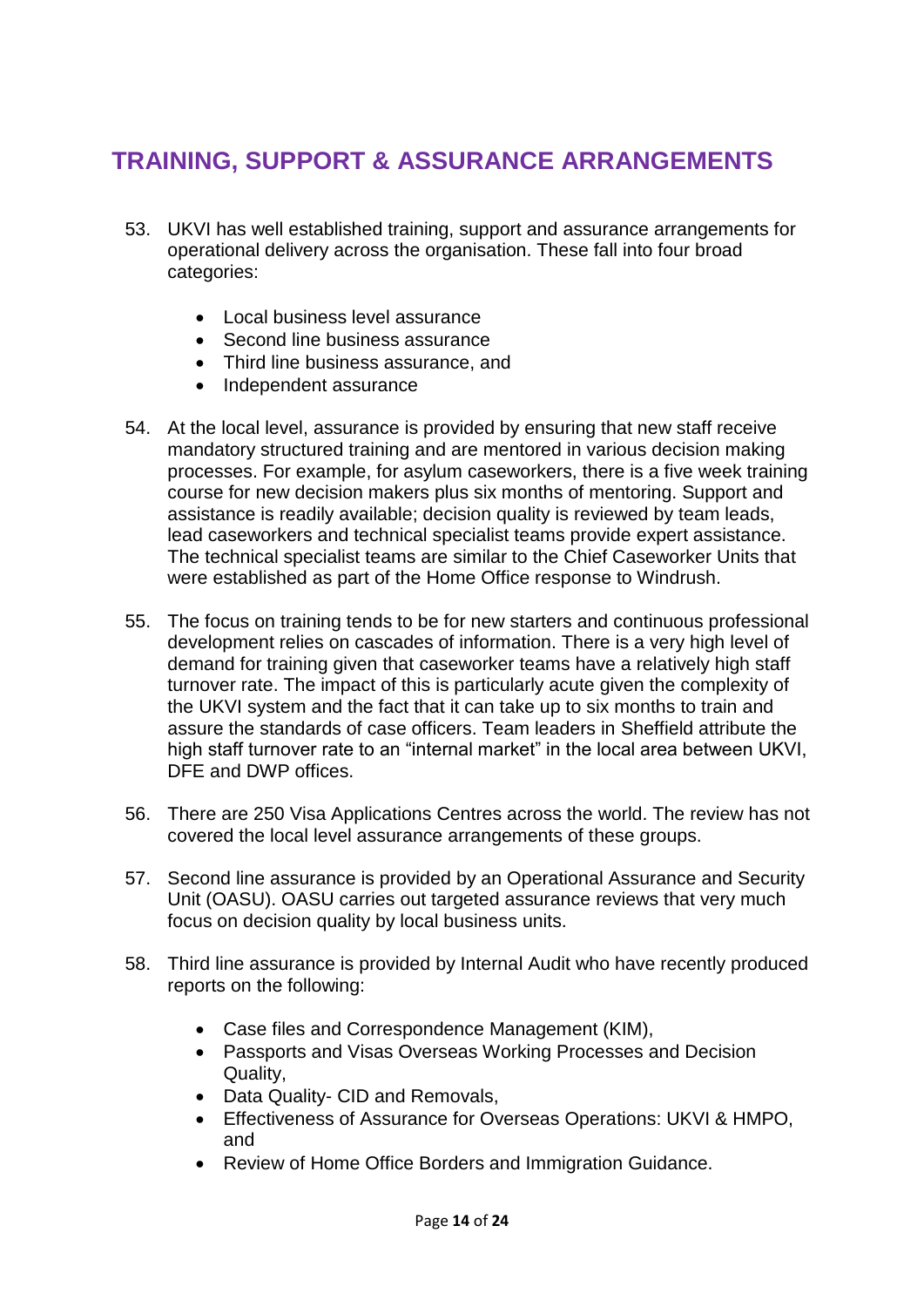## TRAINING, SUPPORT & ASSURANCE ARRANGEMENTS

53. UKVI has well established training, support and assurance arrangements for operational delivery across the organisation. These fall into four broad categories:

    - Local business level assurance
    - Second line business assurance
    - Third line business assurance, and
    - Independent assurance

54. At the local level, assurance is provided by ensuring that new staff receive mandatory structured training and are mentored in various decision making processes. For example, for asylum caseworkers, there is a five week training course for new decision makers plus six months of mentoring. Support and assistance is readily available; decision quality is reviewed by team leads, lead caseworkers and technical specialist teams provide expert assistance. The technical specialist teams are similar to the Chief Caseworker Units that were established as part of the Home Office response to Windrush.

55. The focus on training tends to be for new starters and continuous professional development relies on cascades of information. There is a very high level of demand for training given that caseworker teams have a relatively high staff turnover rate. The impact of this is particularly acute given the complexity of the UKVI system and the fact that it can take up to six months to train and assure the standards of case officers. Team leaders in Sheffield attribute the high staff turnover rate to an "internal market" in the local area between UKVI, DFE and DWP offices.

56. There are 250 Visa Applications Centres across the world. The review has not covered the local level assurance arrangements of these groups.

57. Second line assurance is provided by an Operational Assurance and Security Unit (OASU). OASU carries out targeted assurance reviews that very much focus on decision quality by local business units.

58. Third line assurance is provided by Internal Audit who have recently produced reports on the following:

    - Case files and Correspondence Management (KIM),
    - Passports and Visas Overseas Working Processes and Decision Quality,
    - Data Quality- CID and Removals,
    - Effectiveness of Assurance for Overseas Operations: UKVI & HMPO, and
    - Review of Home Office Borders and Immigration Guidance.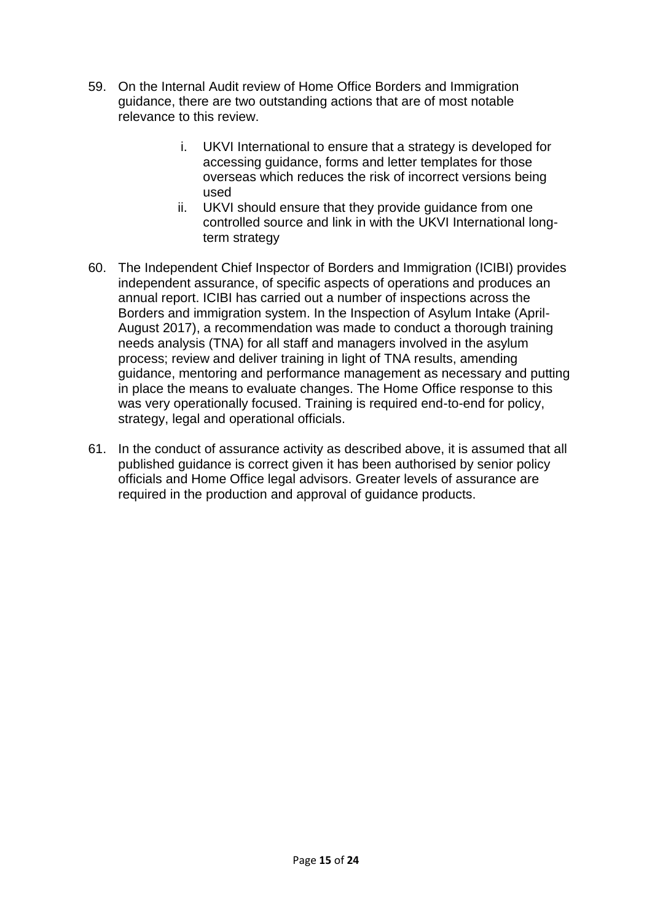59. On the Internal Audit review of Home Office Borders and Immigration guidance, there are two outstanding actions that are of most notable relevance to this review.

    i. UKVI International to ensure that a strategy is developed for accessing guidance, forms and letter templates for those overseas which reduces the risk of incorrect versions being used
    ii. UKVI should ensure that they provide guidance from one controlled source and link in with the UKVI International long-term strategy

60. The Independent Chief Inspector of Borders and Immigration (ICIBI) provides independent assurance, of specific aspects of operations and produces an annual report. ICIBI has carried out a number of inspections across the Borders and immigration system. In the Inspection of Asylum Intake (April-August 2017), a recommendation was made to conduct a thorough training needs analysis (TNA) for all staff and managers involved in the asylum process; review and deliver training in light of TNA results, amending guidance, mentoring and performance management as necessary and putting in place the means to evaluate changes. The Home Office response to this was very operationally focused. Training is required end-to-end for policy, strategy, legal and operational officials.

61. In the conduct of assurance activity as described above, it is assumed that all published guidance is correct given it has been authorised by senior policy officials and Home Office legal advisors. Greater levels of assurance are required in the production and approval of guidance products.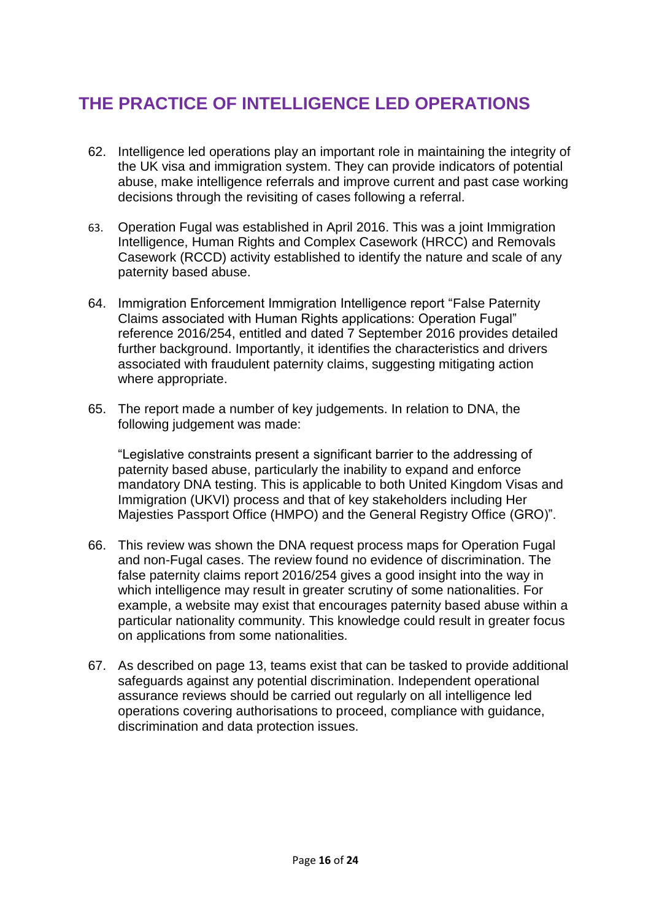## THE PRACTICE OF INTELLIGENCE LED OPERATIONS

62. Intelligence led operations play an important role in maintaining the integrity of the UK visa and immigration system. They can provide indicators of potential abuse, make intelligence referrals and improve current and past case working decisions through the revisiting of cases following a referral.

63. Operation Fugal was established in April 2016. This was a joint Immigration Intelligence, Human Rights and Complex Casework (HRCC) and Removals Casework (RCCD) activity established to identify the nature and scale of any paternity based abuse.

64. Immigration Enforcement Immigration Intelligence report "False Paternity Claims associated with Human Rights applications: Operation Fugal" reference 2016/254, entitled and dated 7 September 2016 provides detailed further background. Importantly, it identifies the characteristics and drivers associated with fraudulent paternity claims, suggesting mitigating action where appropriate.

65. The report made a number of key judgements. In relation to DNA, the following judgement was made:

    "Legislative constraints present a significant barrier to the addressing of paternity based abuse, particularly the inability to expand and enforce mandatory DNA testing. This is applicable to both United Kingdom Visas and Immigration (UKVI) process and that of key stakeholders including Her Majesties Passport Office (HMPO) and the General Registry Office (GRO)".

66. This review was shown the DNA request process maps for Operation Fugal and non-Fugal cases. The review found no evidence of discrimination. The false paternity claims report 2016/254 gives a good insight into the way in which intelligence may result in greater scrutiny of some nationalities. For example, a website may exist that encourages paternity based abuse within a particular nationality community. This knowledge could result in greater focus on applications from some nationalities.

67. As described on page 13, teams exist that can be tasked to provide additional safeguards against any potential discrimination. Independent operational assurance reviews should be carried out regularly on all intelligence led operations covering authorisations to proceed, compliance with guidance, discrimination and data protection issues.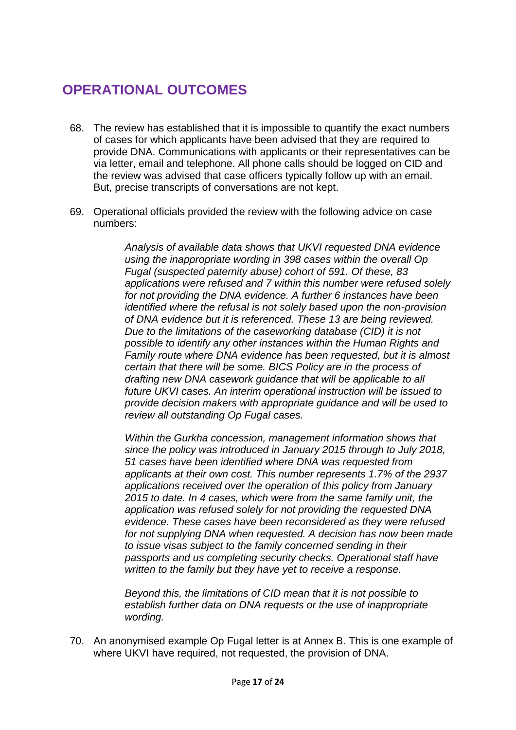## OPERATIONAL OUTCOMES

68. The review has established that it is impossible to quantify the exact numbers of cases for which applicants have been advised that they are required to provide DNA. Communications with applicants or their representatives can be via letter, email and telephone. All phone calls should be logged on CID and the review was advised that case officers typically follow up with an email. But, precise transcripts of conversations are not kept.

69. Operational officials provided the review with the following advice on case numbers:

> *Analysis of available data shows that UKVI requested DNA evidence using the inappropriate wording in 398 cases within the overall Op Fugal (suspected paternity abuse) cohort of 591. Of these, 83 applications were refused and 7 within this number were refused solely for not providing the DNA evidence. A further 6 instances have been identified where the refusal is not solely based upon the non-provision of DNA evidence but it is referenced. These 13 are being reviewed. Due to the limitations of the caseworking database (CID) it is not possible to identify any other instances within the Human Rights and Family route where DNA evidence has been requested, but it is almost certain that there will be some. BICS Policy are in the process of drafting new DNA casework guidance that will be applicable to all future UKVI cases. An interim operational instruction will be issued to provide decision makers with appropriate guidance and will be used to review all outstanding Op Fugal cases.*
>
> *Within the Gurkha concession, management information shows that since the policy was introduced in January 2015 through to July 2018, 51 cases have been identified where DNA was requested from applicants at their own cost. This number represents 1.7% of the 2937 applications received over the operation of this policy from January 2015 to date. In 4 cases, which were from the same family unit, the application was refused solely for not providing the requested DNA evidence. These cases have been reconsidered as they were refused for not supplying DNA when requested. A decision has now been made to issue visas subject to the family concerned sending in their passports and us completing security checks. Operational staff have written to the family but they have yet to receive a response.*
>
> *Beyond this, the limitations of CID mean that it is not possible to establish further data on DNA requests or the use of inappropriate wording.*

70. An anonymised example Op Fugal letter is at Annex B. This is one example of where UKVI have required, not requested, the provision of DNA.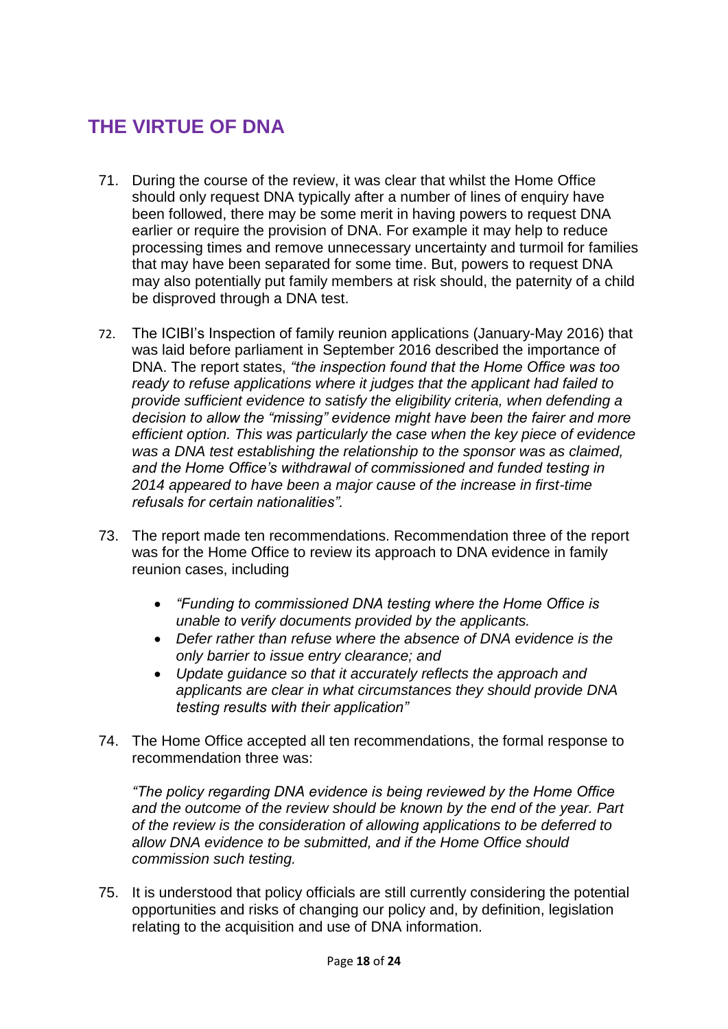## THE VIRTUE OF DNA

71. During the course of the review, it was clear that whilst the Home Office should only request DNA typically after a number of lines of enquiry have been followed, there may be some merit in having powers to request DNA earlier or require the provision of DNA. For example it may help to reduce processing times and remove unnecessary uncertainty and turmoil for families that may have been separated for some time. But, powers to request DNA may also potentially put family members at risk should, the paternity of a child be disproved through a DNA test.

72. The ICIBI's Inspection of family reunion applications (January-May 2016) that was laid before parliament in September 2016 described the importance of DNA. The report states, *"the inspection found that the Home Office was too ready to refuse applications where it judges that the applicant had failed to provide sufficient evidence to satisfy the eligibility criteria, when defending a decision to allow the "missing" evidence might have been the fairer and more efficient option. This was particularly the case when the key piece of evidence was a DNA test establishing the relationship to the sponsor was as claimed, and the Home Office's withdrawal of commissioned and funded testing in 2014 appeared to have been a major cause of the increase in first-time refusals for certain nationalities".*

73. The report made ten recommendations. Recommendation three of the report was for the Home Office to review its approach to DNA evidence in family reunion cases, including

    - *"Funding to commissioned DNA testing where the Home Office is unable to verify documents provided by the applicants.*
    - *Defer rather than refuse where the absence of DNA evidence is the only barrier to issue entry clearance; and*
    - *Update guidance so that it accurately reflects the approach and applicants are clear in what circumstances they should provide DNA testing results with their application"*

74. The Home Office accepted all ten recommendations, the formal response to recommendation three was:

    *"The policy regarding DNA evidence is being reviewed by the Home Office and the outcome of the review should be known by the end of the year. Part of the review is the consideration of allowing applications to be deferred to allow DNA evidence to be submitted, and if the Home Office should commission such testing.*

75. It is understood that policy officials are still currently considering the potential opportunities and risks of changing our policy and, by definition, legislation relating to the acquisition and use of DNA information.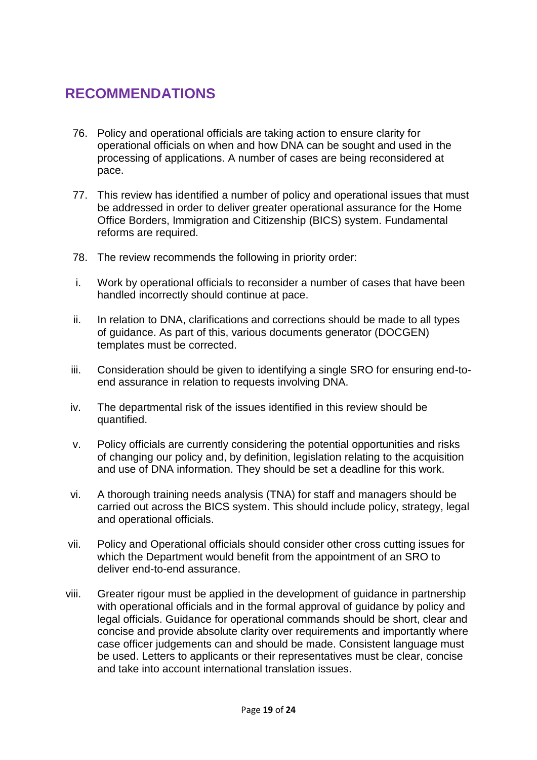## RECOMMENDATIONS

76. Policy and operational officials are taking action to ensure clarity for operational officials on when and how DNA can be sought and used in the processing of applications. A number of cases are being reconsidered at pace.

77. This review has identified a number of policy and operational issues that must be addressed in order to deliver greater operational assurance for the Home Office Borders, Immigration and Citizenship (BICS) system. Fundamental reforms are required.

78. The review recommends the following in priority order:

i. Work by operational officials to reconsider a number of cases that have been handled incorrectly should continue at pace.

ii. In relation to DNA, clarifications and corrections should be made to all types of guidance. As part of this, various documents generator (DOCGEN) templates must be corrected.

iii. Consideration should be given to identifying a single SRO for ensuring end-to-end assurance in relation to requests involving DNA.

iv. The departmental risk of the issues identified in this review should be quantified.

v. Policy officials are currently considering the potential opportunities and risks of changing our policy and, by definition, legislation relating to the acquisition and use of DNA information. They should be set a deadline for this work.

vi. A thorough training needs analysis (TNA) for staff and managers should be carried out across the BICS system. This should include policy, strategy, legal and operational officials.

vii. Policy and Operational officials should consider other cross cutting issues for which the Department would benefit from the appointment of an SRO to deliver end-to-end assurance.

viii. Greater rigour must be applied in the development of guidance in partnership with operational officials and in the formal approval of guidance by policy and legal officials. Guidance for operational commands should be short, clear and concise and provide absolute clarity over requirements and importantly where case officer judgements can and should be made. Consistent language must be used. Letters to applicants or their representatives must be clear, concise and take into account international translation issues.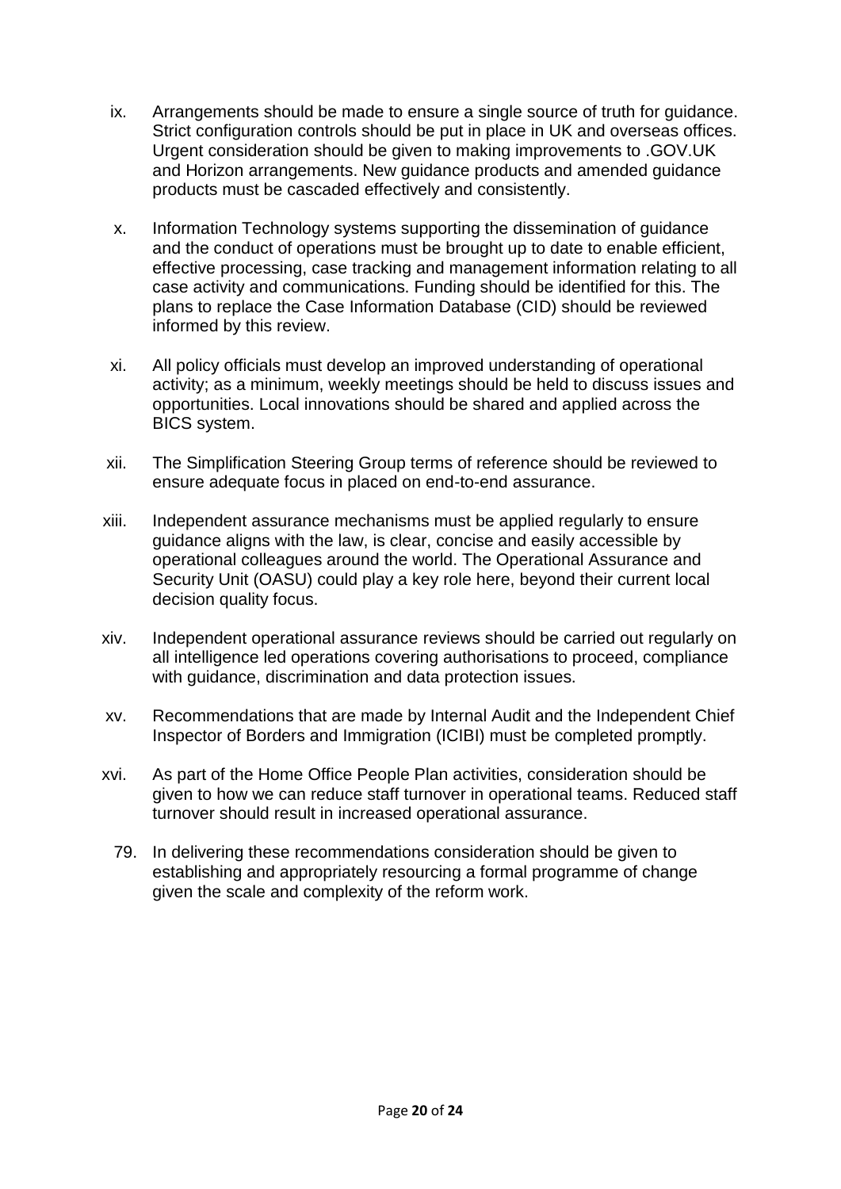ix. Arrangements should be made to ensure a single source of truth for guidance. Strict configuration controls should be put in place in UK and overseas offices. Urgent consideration should be given to making improvements to .GOV.UK and Horizon arrangements. New guidance products and amended guidance products must be cascaded effectively and consistently.

x. Information Technology systems supporting the dissemination of guidance and the conduct of operations must be brought up to date to enable efficient, effective processing, case tracking and management information relating to all case activity and communications. Funding should be identified for this. The plans to replace the Case Information Database (CID) should be reviewed informed by this review.

xi. All policy officials must develop an improved understanding of operational activity; as a minimum, weekly meetings should be held to discuss issues and opportunities. Local innovations should be shared and applied across the BICS system.

xii. The Simplification Steering Group terms of reference should be reviewed to ensure adequate focus in placed on end-to-end assurance.

xiii. Independent assurance mechanisms must be applied regularly to ensure guidance aligns with the law, is clear, concise and easily accessible by operational colleagues around the world. The Operational Assurance and Security Unit (OASU) could play a key role here, beyond their current local decision quality focus.

xiv. Independent operational assurance reviews should be carried out regularly on all intelligence led operations covering authorisations to proceed, compliance with guidance, discrimination and data protection issues.

xv. Recommendations that are made by Internal Audit and the Independent Chief Inspector of Borders and Immigration (ICIBI) must be completed promptly.

xvi. As part of the Home Office People Plan activities, consideration should be given to how we can reduce staff turnover in operational teams. Reduced staff turnover should result in increased operational assurance.

79. In delivering these recommendations consideration should be given to establishing and appropriately resourcing a formal programme of change given the scale and complexity of the reform work.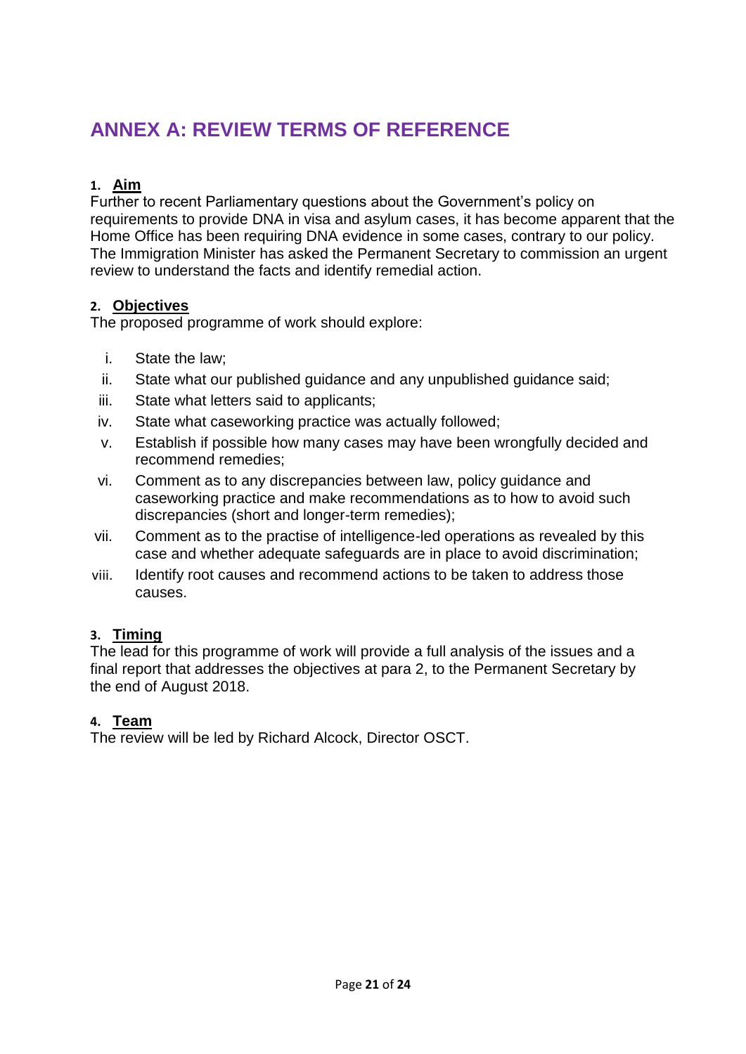# ANNEX A: REVIEW TERMS OF REFERENCE

## 1. Aim

Further to recent Parliamentary questions about the Government's policy on requirements to provide DNA in visa and asylum cases, it has become apparent that the Home Office has been requiring DNA evidence in some cases, contrary to our policy. The Immigration Minister has asked the Permanent Secretary to commission an urgent review to understand the facts and identify remedial action.

## 2. Objectives

The proposed programme of work should explore:

i. State the law;
ii. State what our published guidance and any unpublished guidance said;
iii. State what letters said to applicants;
iv. State what caseworking practice was actually followed;
v. Establish if possible how many cases may have been wrongfully decided and recommend remedies;
vi. Comment as to any discrepancies between law, policy guidance and caseworking practice and make recommendations as to how to avoid such discrepancies (short and longer-term remedies);
vii. Comment as to the practise of intelligence-led operations as revealed by this case and whether adequate safeguards are in place to avoid discrimination;
viii. Identify root causes and recommend actions to be taken to address those causes.

## 3. Timing

The lead for this programme of work will provide a full analysis of the issues and a final report that addresses the objectives at para 2, to the Permanent Secretary by the end of August 2018.

## 4. Team

The review will be led by Richard Alcock, Director OSCT.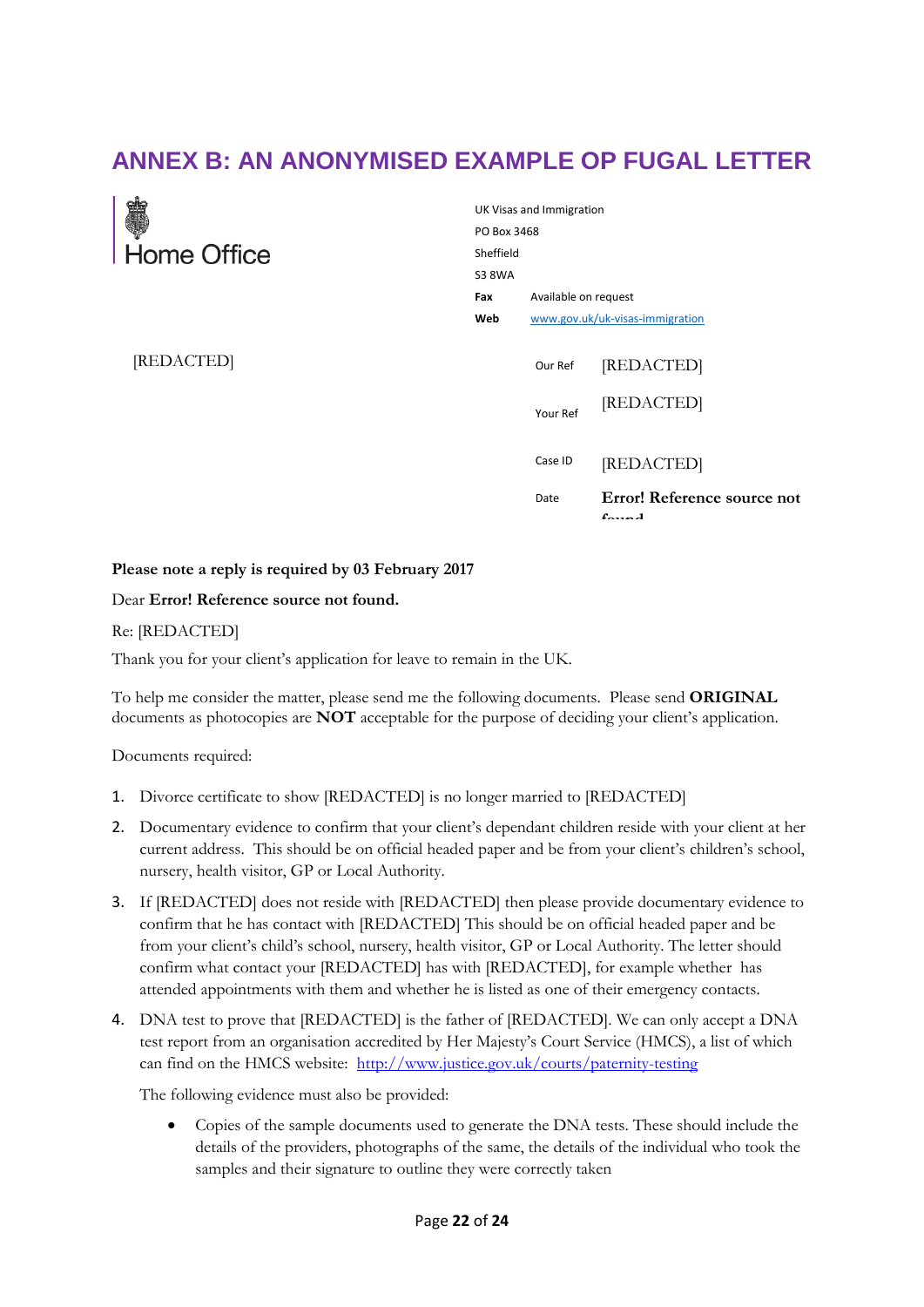# ANNEX B: AN ANONYMISED EXAMPLE OP FUGAL LETTER

Home Office

UK Visas and Immigration
PO Box 3468
Sheffield
S3 8WA
**Fax** Available on request
**Web** www.gov.uk/uk-visas-immigration

[REDACTED]

Our Ref [REDACTED]

Your Ref [REDACTED]

Case ID [REDACTED]

Date **Error! Reference source not found.**

**Please note a reply is required by 03 February 2017**

Dear **Error! Reference source not found.**

Re: [REDACTED]

Thank you for your client's application for leave to remain in the UK.

To help me consider the matter, please send me the following documents. Please send **ORIGINAL** documents as photocopies are **NOT** acceptable for the purpose of deciding your client's application.

Documents required:

1. Divorce certificate to show [REDACTED] is no longer married to [REDACTED]
2. Documentary evidence to confirm that your client's dependant children reside with your client at her current address. This should be on official headed paper and be from your client's children's school, nursery, health visitor, GP or Local Authority.
3. If [REDACTED] does not reside with [REDACTED] then please provide documentary evidence to confirm that he has contact with [REDACTED] This should be on official headed paper and be from your client's child's school, nursery, health visitor, GP or Local Authority. The letter should confirm what contact your [REDACTED] has with [REDACTED], for example whether has attended appointments with them and whether he is listed as one of their emergency contacts.
4. DNA test to prove that [REDACTED] is the father of [REDACTED]. We can only accept a DNA test report from an organisation accredited by Her Majesty's Court Service (HMCS), a list of which can find on the HMCS website: http://www.justice.gov.uk/courts/paternity-testing

   The following evidence must also be provided:

   - Copies of the sample documents used to generate the DNA tests. These should include the details of the providers, photographs of the same, the details of the individual who took the samples and their signature to outline they were correctly taken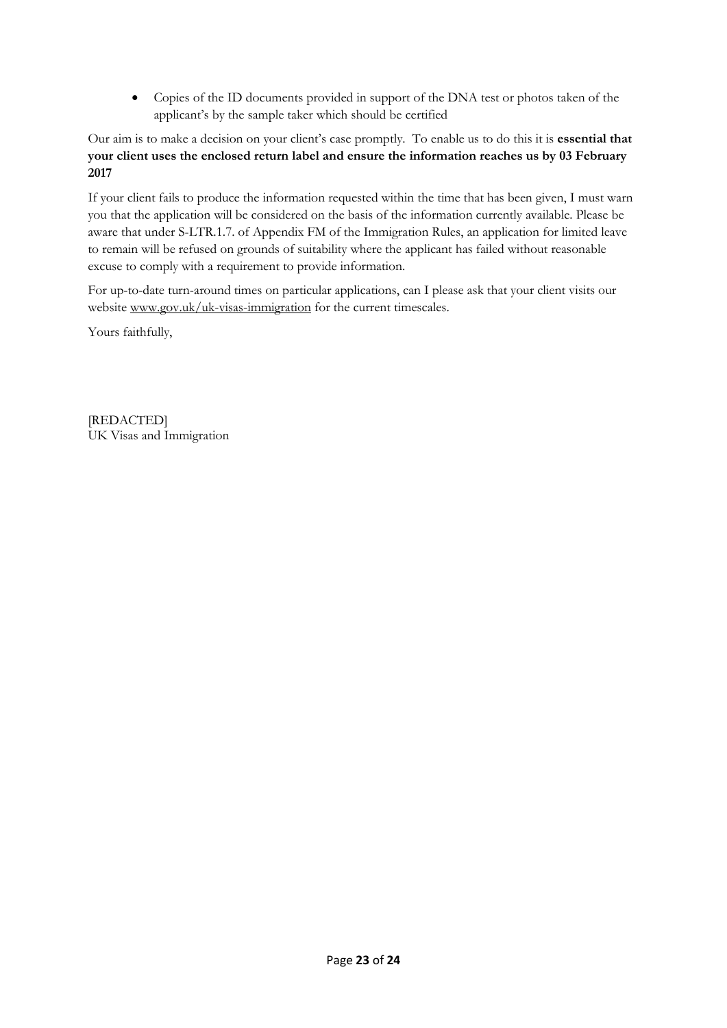- Copies of the ID documents provided in support of the DNA test or photos taken of the applicant's by the sample taker which should be certified

Our aim is to make a decision on your client's case promptly. To enable us to do this it is **essential that your client uses the enclosed return label and ensure the information reaches us by 03 February 2017**

If your client fails to produce the information requested within the time that has been given, I must warn you that the application will be considered on the basis of the information currently available. Please be aware that under S-LTR.1.7. of Appendix FM of the Immigration Rules, an application for limited leave to remain will be refused on grounds of suitability where the applicant has failed without reasonable excuse to comply with a requirement to provide information.

For up-to-date turn-around times on particular applications, can I please ask that your client visits our website www.gov.uk/uk-visas-immigration for the current timescales.

Yours faithfully,

[REDACTED]
UK Visas and Immigration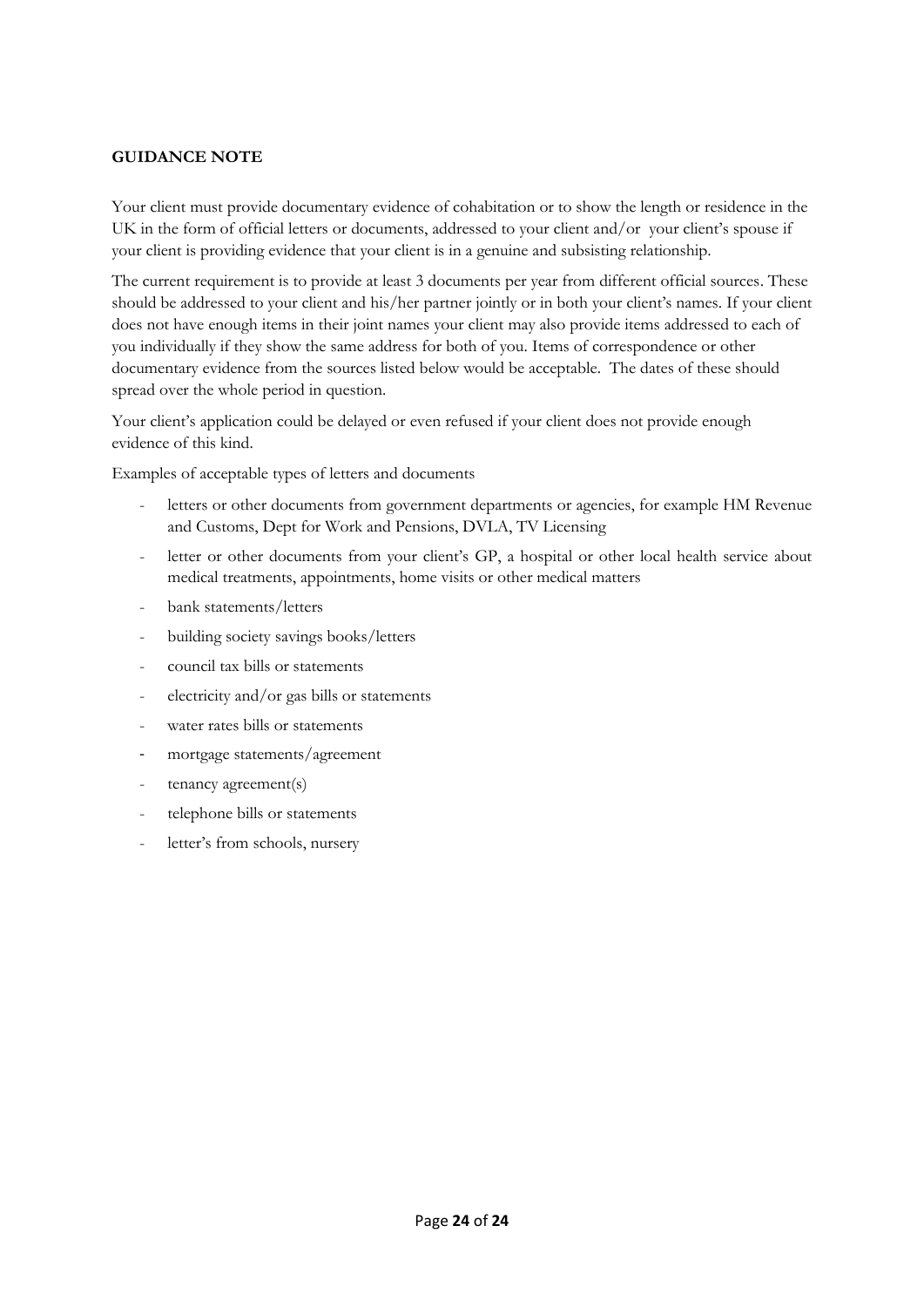**GUIDANCE NOTE**

Your client must provide documentary evidence of cohabitation or to show the length or residence in the UK in the form of official letters or documents, addressed to your client and/or your client's spouse if your client is providing evidence that your client is in a genuine and subsisting relationship.

The current requirement is to provide at least 3 documents per year from different official sources. These should be addressed to your client and his/her partner jointly or in both your client's names. If your client does not have enough items in their joint names your client may also provide items addressed to each of you individually if they show the same address for both of you. Items of correspondence or other documentary evidence from the sources listed below would be acceptable. The dates of these should spread over the whole period in question.

Your client's application could be delayed or even refused if your client does not provide enough evidence of this kind.

Examples of acceptable types of letters and documents

- letters or other documents from government departments or agencies, for example HM Revenue and Customs, Dept for Work and Pensions, DVLA, TV Licensing
- letter or other documents from your client's GP, a hospital or other local health service about medical treatments, appointments, home visits or other medical matters
- bank statements/letters
- building society savings books/letters
- council tax bills or statements
- electricity and/or gas bills or statements
- water rates bills or statements
- mortgage statements/agreement
- tenancy agreement(s)
- telephone bills or statements
- letter's from schools, nursery